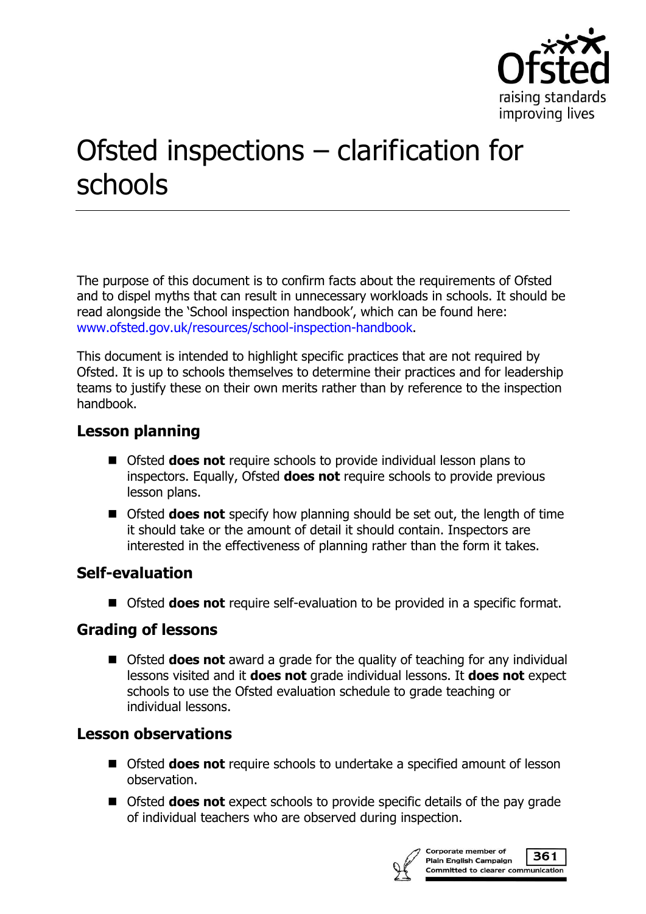# Ofsted inspections – clarification for schools

The purpose of this document is to confirm facts about the requirements of Ofsted and to dispel myths that can result in unnecessary workloads in schools. It should be read alongside the 'School inspection handbook', which can be found here: www.ofsted.gov.uk/resources/school-inspection-handbook.

This document is intended to highlight specific practices that are not required by Ofsted. It is up to schools themselves to determine their practices and for leadership teams to justify these on their own merits rather than by reference to the inspection handbook.

## Lesson planning

- Ofsted **does not** require schools to provide individual lesson plans to inspectors. Equally, Ofsted **does not** require schools to provide previous lesson plans.
- Ofsted **does not** specify how planning should be set out, the length of time it should take or the amount of detail it should contain. Inspectors are interested in the effectiveness of planning rather than the form it takes.

## Self-evaluation

- Ofsted **does not** require self-evaluation to be provided in a specific format.

## Grading of lessons

- Ofsted **does not** award a grade for the quality of teaching for any individual lessons visited and it **does not** grade individual lessons. It **does not** expect schools to use the Ofsted evaluation schedule to grade teaching or individual lessons.

## Lesson observations

- Ofsted **does not** require schools to undertake a specified amount of lesson observation.
- Ofsted **does not** expect schools to provide specific details of the pay grade of individual teachers who are observed during inspection.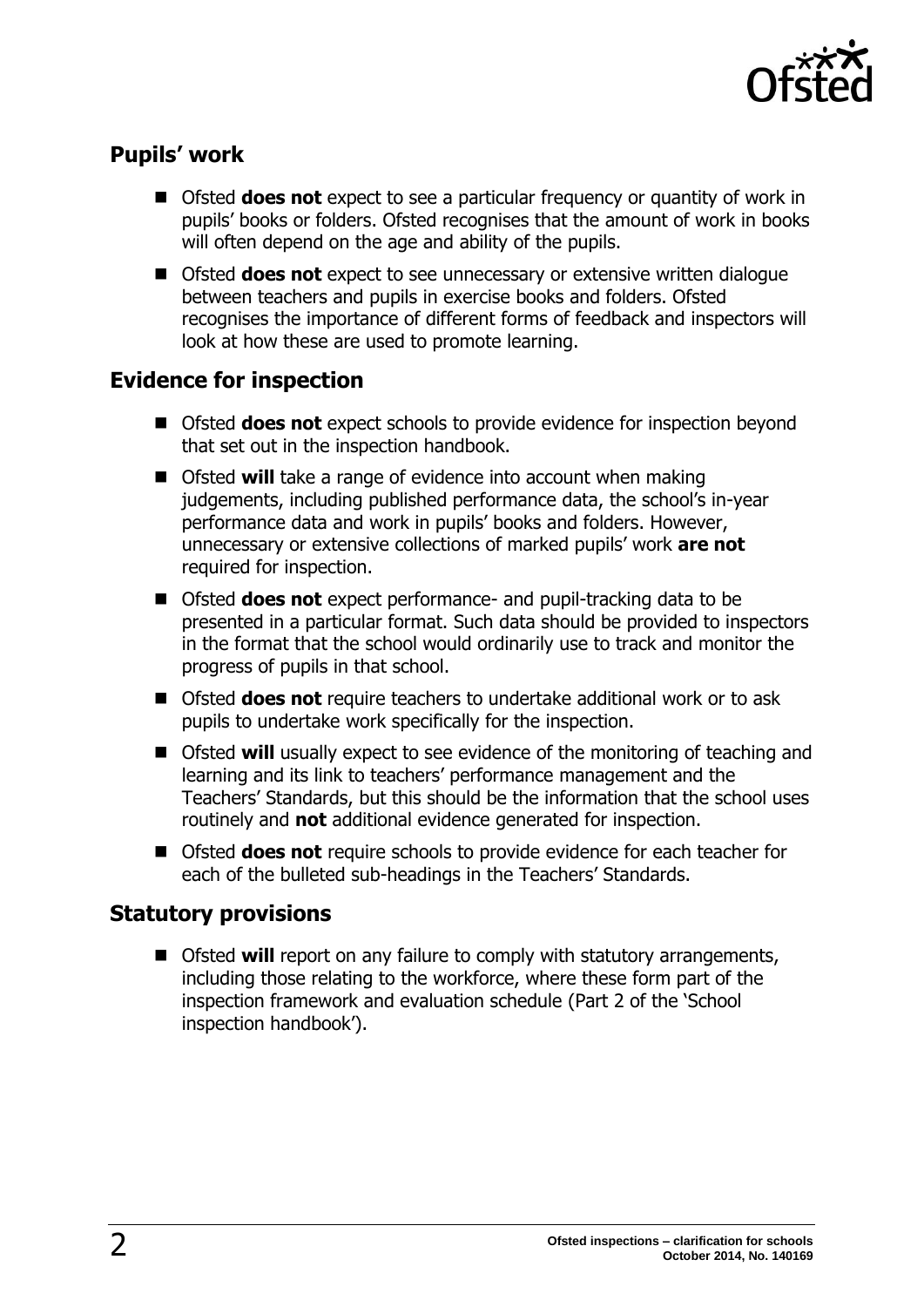## Pupils' work

- Ofsted **does not** expect to see a particular frequency or quantity of work in pupils' books or folders. Ofsted recognises that the amount of work in books will often depend on the age and ability of the pupils.
- Ofsted **does not** expect to see unnecessary or extensive written dialogue between teachers and pupils in exercise books and folders. Ofsted recognises the importance of different forms of feedback and inspectors will look at how these are used to promote learning.

## Evidence for inspection

- Ofsted **does not** expect schools to provide evidence for inspection beyond that set out in the inspection handbook.
- Ofsted **will** take a range of evidence into account when making judgements, including published performance data, the school's in-year performance data and work in pupils' books and folders. However, unnecessary or extensive collections of marked pupils' work **are not** required for inspection.
- Ofsted **does not** expect performance- and pupil-tracking data to be presented in a particular format. Such data should be provided to inspectors in the format that the school would ordinarily use to track and monitor the progress of pupils in that school.
- Ofsted **does not** require teachers to undertake additional work or to ask pupils to undertake work specifically for the inspection.
- Ofsted **will** usually expect to see evidence of the monitoring of teaching and learning and its link to teachers' performance management and the Teachers' Standards, but this should be the information that the school uses routinely and **not** additional evidence generated for inspection.
- Ofsted **does not** require schools to provide evidence for each teacher for each of the bulleted sub-headings in the Teachers' Standards.

## Statutory provisions

- Ofsted **will** report on any failure to comply with statutory arrangements, including those relating to the workforce, where these form part of the inspection framework and evaluation schedule (Part 2 of the 'School inspection handbook').